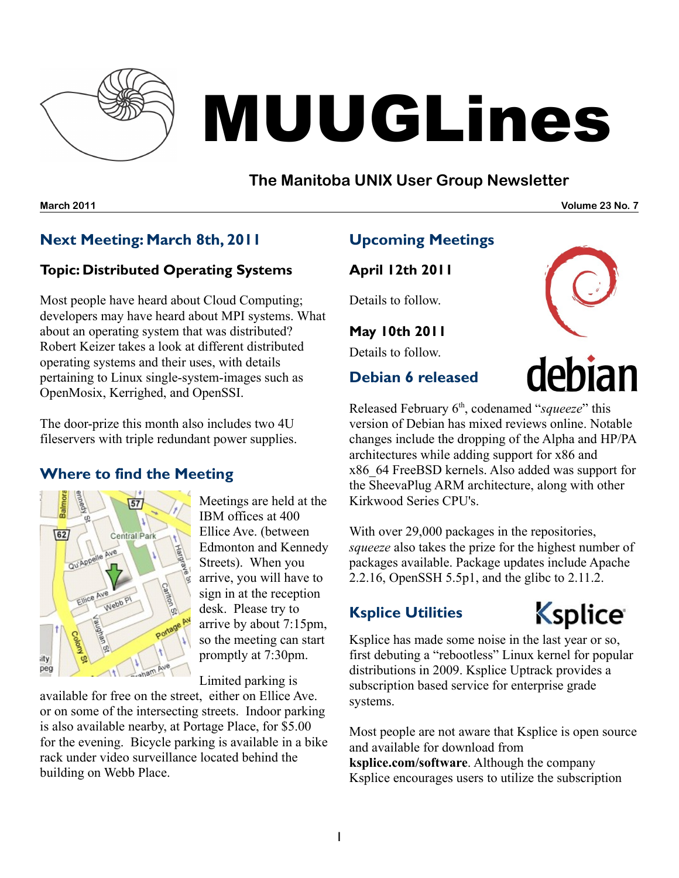# MUUGLines

## The Manitoba UNIX User Group Newsletter

**March 2011** **Volume 23 No. 7**

## Next Meeting: March 8th, 2011

### Topic: Distributed Operating Systems

Most people have heard about Cloud Computing; developers may have heard about MPI systems. What about an operating system that was distributed? Robert Keizer takes a look at different distributed operating systems and their uses, with details pertaining to Linux single-system-images such as OpenMosix, Kerrighed, and OpenSSI.

The door-prize this month also includes two 4U fileservers with triple redundant power supplies.

## Where to find the Meeting

Meetings are held at the IBM offices at 400 Ellice Ave. (between Edmonton and Kennedy Streets). When you arrive, you will have to sign in at the reception desk. Please try to arrive by about 7:15pm, so the meeting can start promptly at 7:30pm.

Limited parking is available for free on the street, either on Ellice Ave. or on some of the intersecting streets. Indoor parking is also available nearby, at Portage Place, for $5.00 for the evening. Bicycle parking is available in a bike rack under video surveillance located behind the building on Webb Place.

## Upcoming Meetings

### April 12th 2011

Details to follow.

### May 10th 2011

Details to follow.

## Debian 6 released

Released February 6th, codenamed "*squeeze*" this version of Debian has mixed reviews online. Notable changes include the dropping of the Alpha and HP/PA architectures while adding support for x86 and x86_64 FreeBSD kernels. Also added was support for the SheevaPlug ARM architecture, along with other Kirkwood Series CPU's.

With over 29,000 packages in the repositories, *squeeze* also takes the prize for the highest number of packages available. Package updates include Apache 2.2.16, OpenSSH 5.5p1, and the glibc to 2.11.2.

## Ksplice Utilities

Ksplice has made some noise in the last year or so, first debuting a "rebootless" Linux kernel for popular distributions in 2009. Ksplice Uptrack provides a subscription based service for enterprise grade systems.

Most people are not aware that Ksplice is open source and available for download from **ksplice.com/software**. Although the company Ksplice encourages users to utilize the subscription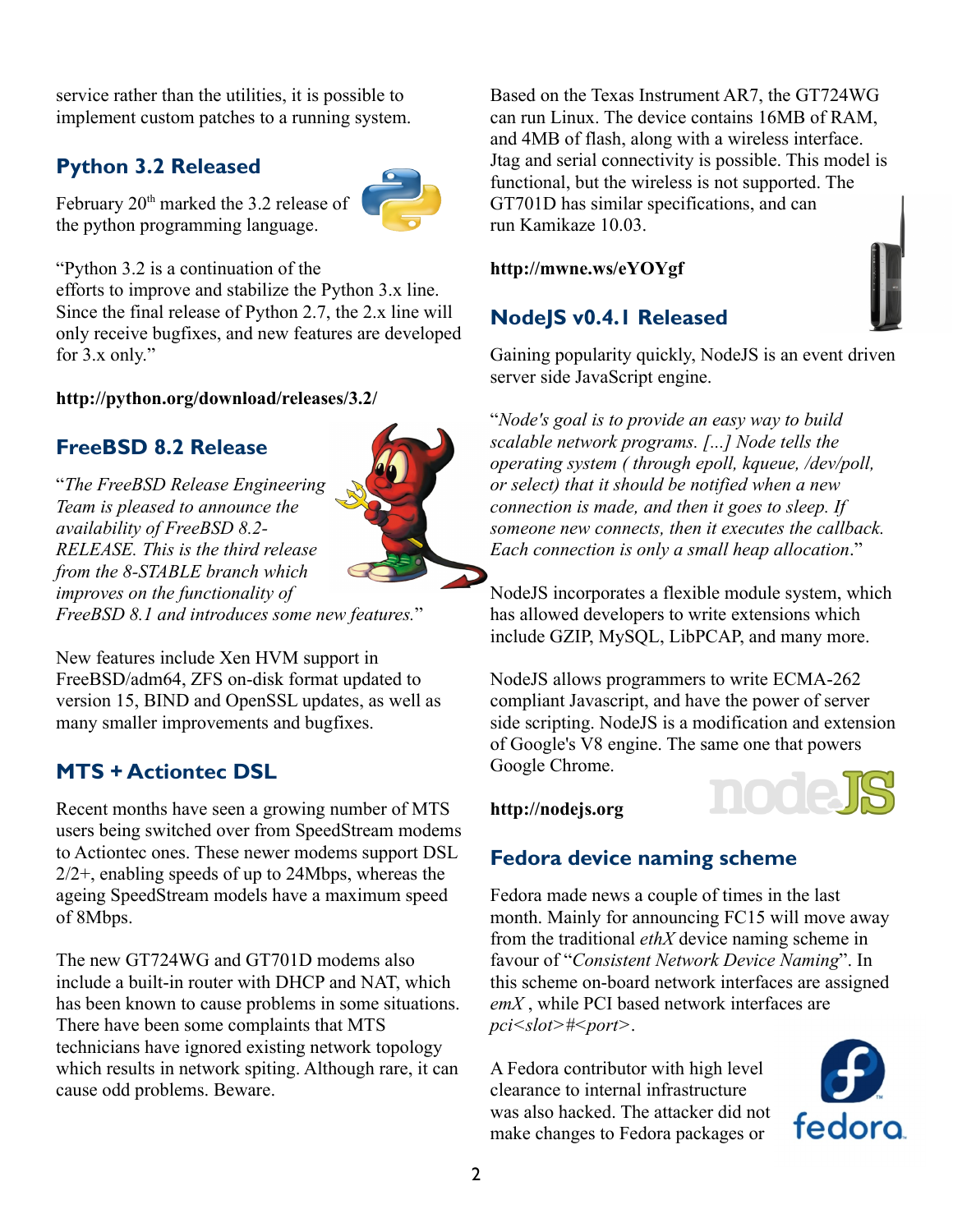service rather than the utilities, it is possible to implement custom patches to a running system.

## Python 3.2 Released

February 20th marked the 3.2 release of the python programming language.

"Python 3.2 is a continuation of the efforts to improve and stabilize the Python 3.x line. Since the final release of Python 2.7, the 2.x line will only receive bugfixes, and new features are developed for 3.x only."

**http://python.org/download/releases/3.2/**

## FreeBSD 8.2 Release

"*The FreeBSD Release Engineering Team is pleased to announce the availability of FreeBSD 8.2-RELEASE. This is the third release from the 8-STABLE branch which improves on the functionality of FreeBSD 8.1 and introduces some new features.*"

New features include Xen HVM support in FreeBSD/adm64, ZFS on-disk format updated to version 15, BIND and OpenSSL updates, as well as many smaller improvements and bugfixes.

## MTS + Actiontec DSL

Recent months have seen a growing number of MTS users being switched over from SpeedStream modems to Actiontec ones. These newer modems support DSL 2/2+, enabling speeds of up to 24Mbps, whereas the ageing SpeedStream models have a maximum speed of 8Mbps.

The new GT724WG and GT701D modems also include a built-in router with DHCP and NAT, which has been known to cause problems in some situations. There have been some complaints that MTS technicians have ignored existing network topology which results in network spiting. Although rare, it can cause odd problems. Beware.

Based on the Texas Instrument AR7, the GT724WG can run Linux. The device contains 16MB of RAM, and 4MB of flash, along with a wireless interface. Jtag and serial connectivity is possible. This model is functional, but the wireless is not supported. The GT701D has similar specifications, and can run Kamikaze 10.03.

**http://mwne.ws/eYOYgf**

## NodeJS v0.4.1 Released

Gaining popularity quickly, NodeJS is an event driven server side JavaScript engine.

"*Node's goal is to provide an easy way to build scalable network programs. [...] Node tells the operating system ( through epoll, kqueue, /dev/poll, or select) that it should be notified when a new connection is made, and then it goes to sleep. If someone new connects, then it executes the callback. Each connection is only a small heap allocation.*"

NodeJS incorporates a flexible module system, which has allowed developers to write extensions which include GZIP, MySQL, LibPCAP, and many more.

NodeJS allows programmers to write ECMA-262 compliant Javascript, and have the power of server side scripting. NodeJS is a modification and extension of Google's V8 engine. The same one that powers Google Chrome.

**http://nodejs.org**

## Fedora device naming scheme

Fedora made news a couple of times in the last month. Mainly for announcing FC15 will move away from the traditional *ethX* device naming scheme in favour of "*Consistent Network Device Naming*". In this scheme on-board network interfaces are assigned *emX* , while PCI based network interfaces are *pci<slot>#<port>*.

A Fedora contributor with high level clearance to internal infrastructure was also hacked. The attacker did not make changes to Fedora packages or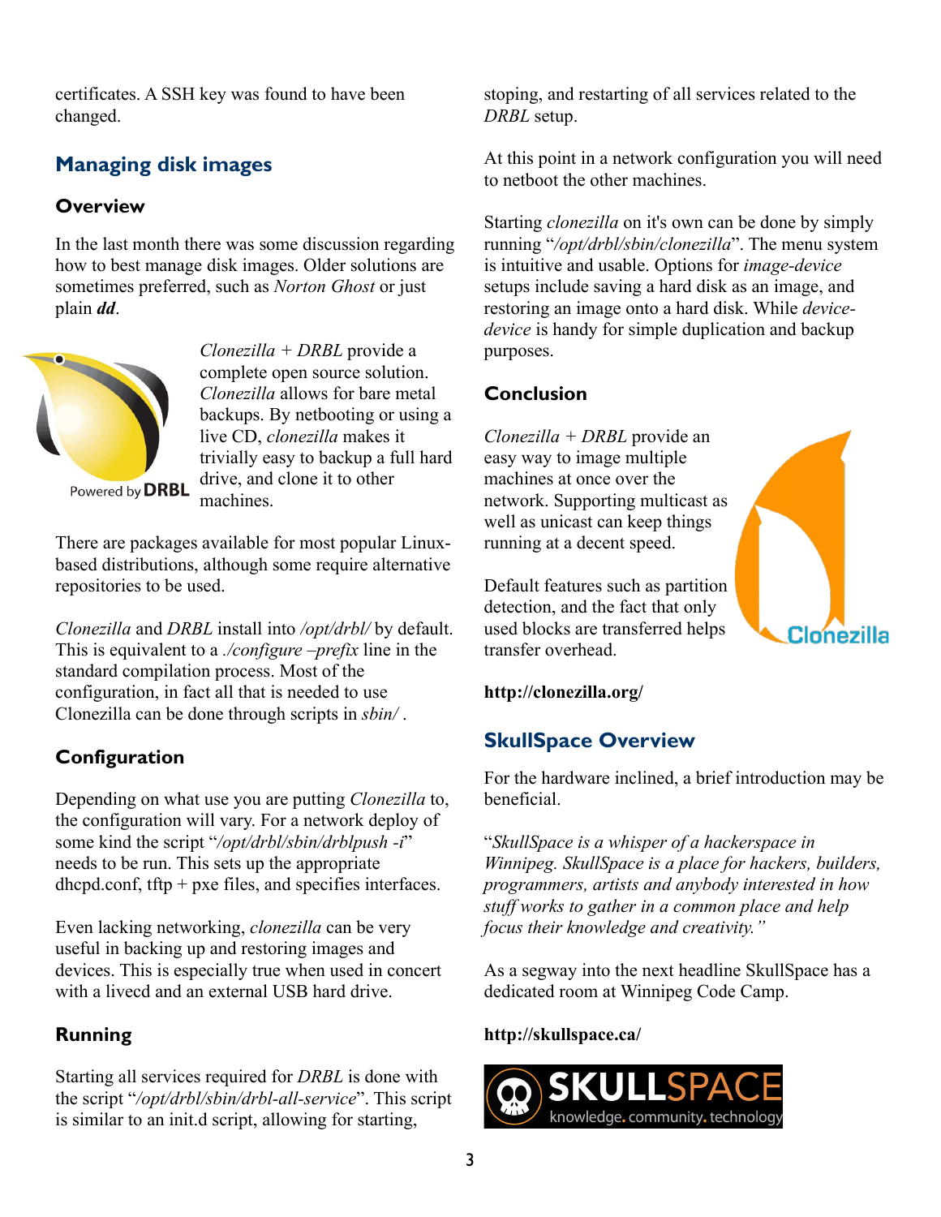certificates. A SSH key was found to have been changed.

## Managing disk images

### Overview

In the last month there was some discussion regarding how to best manage disk images. Older solutions are sometimes preferred, such as *Norton Ghost* or just plain ***dd***.

*Clonezilla* + *DRBL* provide a complete open source solution. *Clonezilla* allows for bare metal backups. By netbooting or using a live CD, *clonezilla* makes it trivially easy to backup a full hard drive, and clone it to other machines.

There are packages available for most popular Linux-based distributions, although some require alternative repositories to be used.

*Clonezilla* and *DRBL* install into */opt/drbl/* by default. This is equivalent to a *./configure –prefix* line in the standard compilation process. Most of the configuration, in fact all that is needed to use Clonezilla can be done through scripts in *sbin/* .

### Configuration

Depending on what use you are putting *Clonezilla* to, the configuration will vary. For a network deploy of some kind the script "*/opt/drbl/sbin/drblpush -i*" needs to be run. This sets up the appropriate dhcpd.conf, tftp + pxe files, and specifies interfaces.

Even lacking networking, *clonezilla* can be very useful in backing up and restoring images and devices. This is especially true when used in concert with a livecd and an external USB hard drive.

### Running

Starting all services required for *DRBL* is done with the script "*/opt/drbl/sbin/drbl-all-service*". This script is similar to an init.d script, allowing for starting, stoping, and restarting of all services related to the *DRBL* setup.

At this point in a network configuration you will need to netboot the other machines.

Starting *clonezilla* on it's own can be done by simply running "*/opt/drbl/sbin/clonezilla*". The menu system is intuitive and usable. Options for *image-device* setups include saving a hard disk as an image, and restoring an image onto a hard disk. While *device-device* is handy for simple duplication and backup purposes.

### Conclusion

*Clonezilla* + *DRBL* provide an easy way to image multiple machines at once over the network. Supporting multicast as well as unicast can keep things running at a decent speed.

Default features such as partition detection, and the fact that only used blocks are transferred helps transfer overhead.

**http://clonezilla.org/**

## SkullSpace Overview

For the hardware inclined, a brief introduction may be beneficial.

"*SkullSpace is a whisper of a hackerspace in Winnipeg. SkullSpace is a place for hackers, builders, programmers, artists and anybody interested in how stuff works to gather in a common place and help focus their knowledge and creativity."*

As a segway into the next headline SkullSpace has a dedicated room at Winnipeg Code Camp.

**http://skullspace.ca/**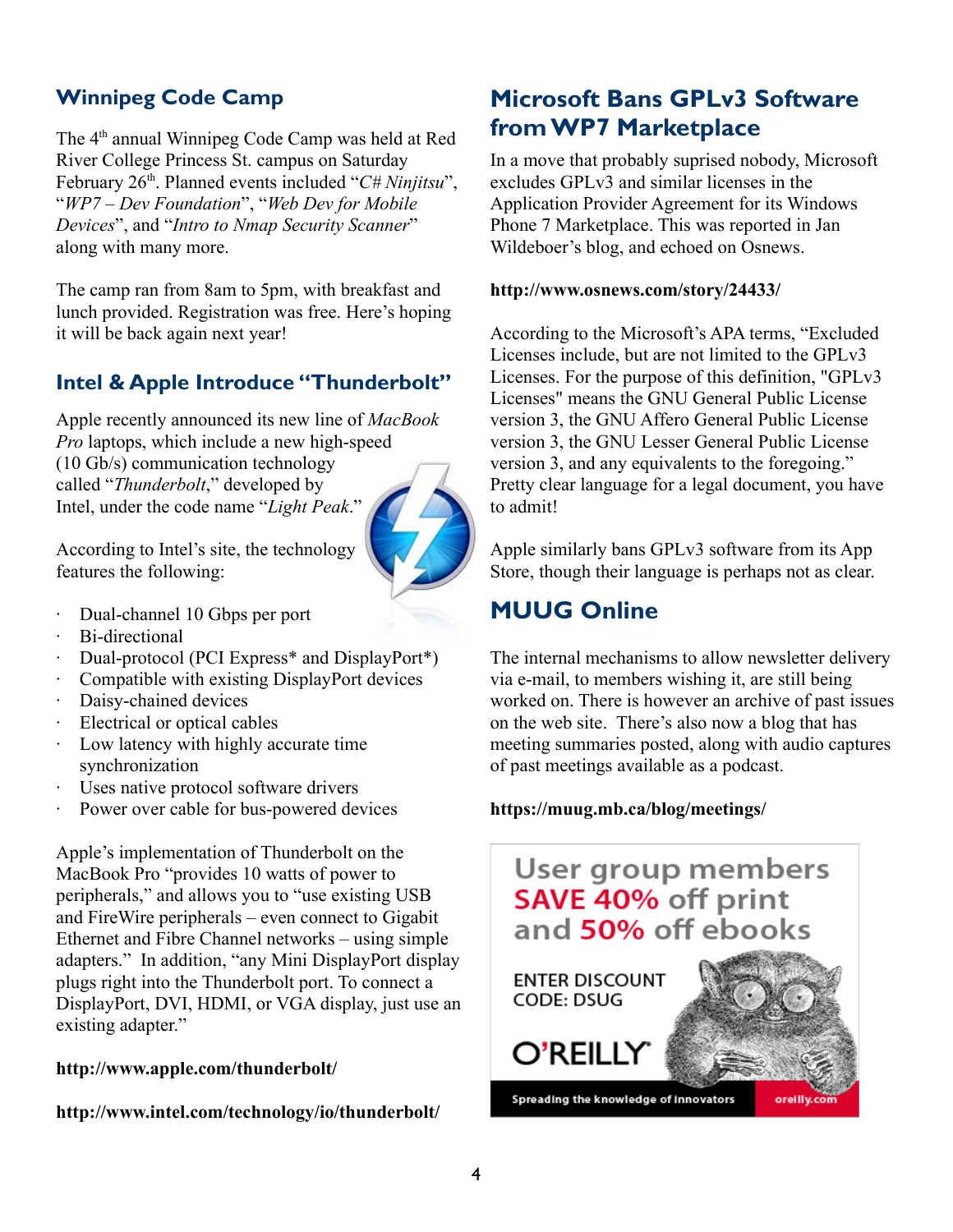## Winnipeg Code Camp

The 4th annual Winnipeg Code Camp was held at Red River College Princess St. campus on Saturday February 26th. Planned events included "*C# Ninjitsu*", "*WP7 – Dev Foundation*", "*Web Dev for Mobile Devices*", and "*Intro to Nmap Security Scanner*" along with many more.

The camp ran from 8am to 5pm, with breakfast and lunch provided. Registration was free. Here's hoping it will be back again next year!

## Intel & Apple Introduce "Thunderbolt"

Apple recently announced its new line of *MacBook Pro* laptops, which include a new high-speed (10 Gb/s) communication technology called "*Thunderbolt*," developed by Intel, under the code name "*Light Peak*."

According to Intel's site, the technology features the following:

- Dual-channel 10 Gbps per port
- Bi-directional
- Dual-protocol (PCI Express* and DisplayPort*)
- Compatible with existing DisplayPort devices
- Daisy-chained devices
- Electrical or optical cables
- Low latency with highly accurate time synchronization
- Uses native protocol software drivers
- Power over cable for bus-powered devices

Apple's implementation of Thunderbolt on the MacBook Pro "provides 10 watts of power to peripherals," and allows you to "use existing USB and FireWire peripherals – even connect to Gigabit Ethernet and Fibre Channel networks – using simple adapters." In addition, "any Mini DisplayPort display plugs right into the Thunderbolt port. To connect a DisplayPort, DVI, HDMI, or VGA display, just use an existing adapter."

**http://www.apple.com/thunderbolt/**

**http://www.intel.com/technology/io/thunderbolt/**

## Microsoft Bans GPLv3 Software from WP7 Marketplace

In a move that probably suprised nobody, Microsoft excludes GPLv3 and similar licenses in the Application Provider Agreement for its Windows Phone 7 Marketplace. This was reported in Jan Wildeboer's blog, and echoed on Osnews.

**http://www.osnews.com/story/24433/**

According to the Microsoft's APA terms, "Excluded Licenses include, but are not limited to the GPLv3 Licenses. For the purpose of this definition, "GPLv3 Licenses" means the GNU General Public License version 3, the GNU Affero General Public License version 3, the GNU Lesser General Public License version 3, and any equivalents to the foregoing." Pretty clear language for a legal document, you have to admit!

Apple similarly bans GPLv3 software from its App Store, though their language is perhaps not as clear.

## MUUG Online

The internal mechanisms to allow newsletter delivery via e-mail, to members wishing it, are still being worked on. There is however an archive of past issues on the web site. There's also now a blog that has meeting summaries posted, along with audio captures of past meetings available as a podcast.

**https://muug.mb.ca/blog/meetings/**

User group members **SAVE 40%** off print and **50%** off ebooks

ENTER DISCOUNT CODE: DSUG

O'REILLY

Spreading the knowledge of innovators oreilly.com